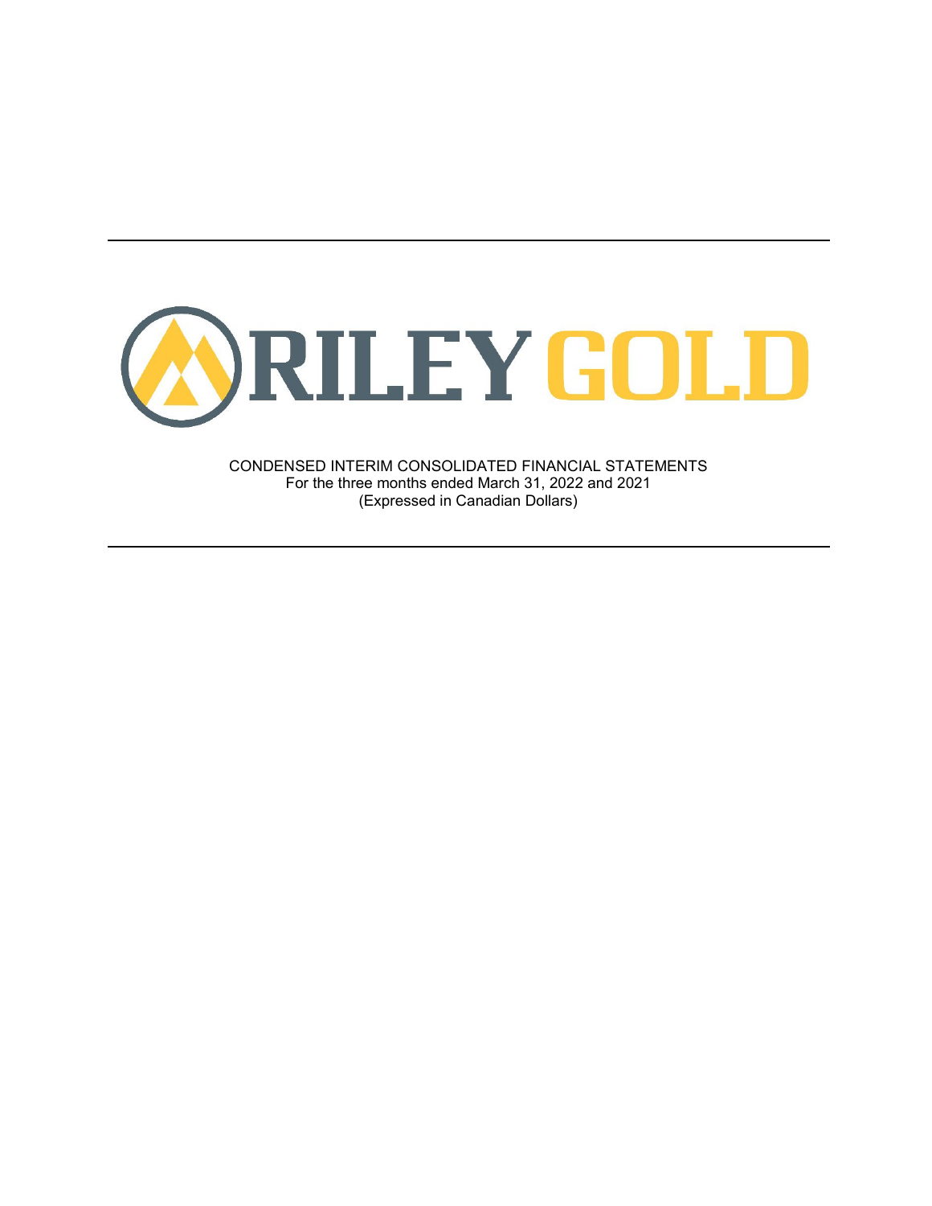# RILEY GOLD

CONDENSED INTERIM CONSOLIDATED FINANCIAL STATEMENTS
For the three months ended March 31, 2022 and 2021
(Expressed in Canadian Dollars)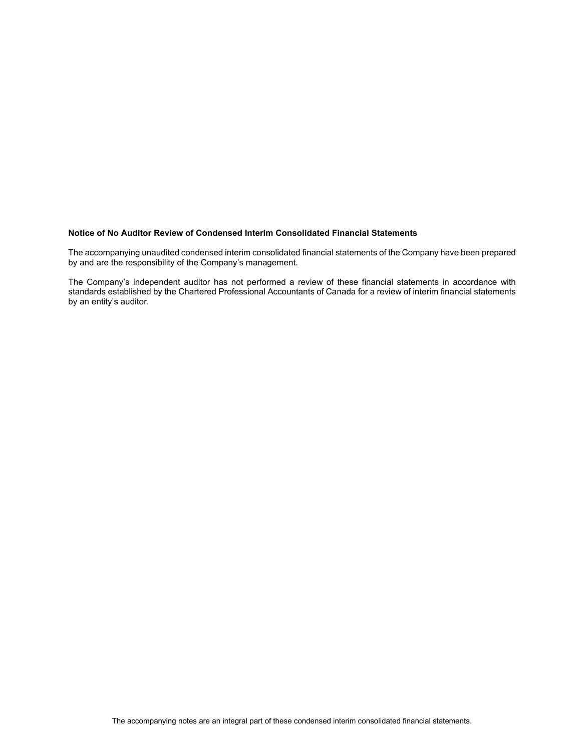**Notice of No Auditor Review of Condensed Interim Consolidated Financial Statements**

The accompanying unaudited condensed interim consolidated financial statements of the Company have been prepared by and are the responsibility of the Company's management.

The Company's independent auditor has not performed a review of these financial statements in accordance with standards established by the Chartered Professional Accountants of Canada for a review of interim financial statements by an entity's auditor.

The accompanying notes are an integral part of these condensed interim consolidated financial statements.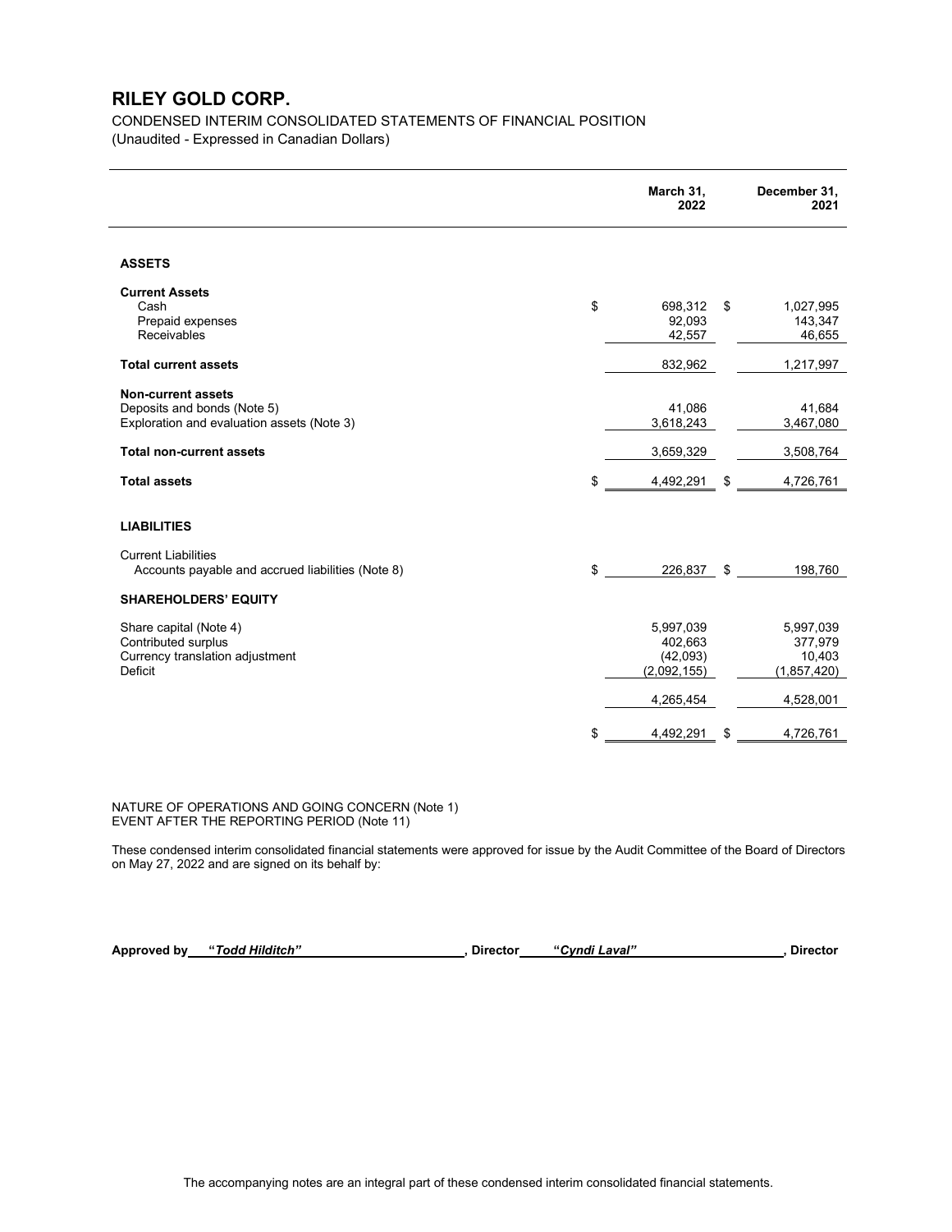# RILEY GOLD CORP.

CONDENSED INTERIM CONSOLIDATED STATEMENTS OF FINANCIAL POSITION
(Unaudited - Expressed in Canadian Dollars)

| | March 31, 2022 | December 31, 2021 |
|---|---|---|
| **ASSETS** | | |
| **Current Assets** | | |
| Cash | $ 698,312 | $ 1,027,995 |
| Prepaid expenses | 92,093 | 143,347 |
| Receivables | 42,557 | 46,655 |
| **Total current assets** | 832,962 | 1,217,997 |
| **Non-current assets** | | |
| Deposits and bonds (Note 5) | 41,086 | 41,684 |
| Exploration and evaluation assets (Note 3) | 3,618,243 | 3,467,080 |
| **Total non-current assets** | 3,659,329 | 3,508,764 |
| **Total assets** | $ 4,492,291 | $ 4,726,761 |
| **LIABILITIES** | | |
| Current Liabilities | | |
| Accounts payable and accrued liabilities (Note 8) | $ 226,837 | $ 198,760 |
| **SHAREHOLDERS' EQUITY** | | |
| Share capital (Note 4) | 5,997,039 | 5,997,039 |
| Contributed surplus | 402,663 | 377,979 |
| Currency translation adjustment | (42,093) | 10,403 |
| Deficit | (2,092,155) | (1,857,420) |
| | 4,265,454 | 4,528,001 |
| | $ 4,492,291 | $ 4,726,761 |

NATURE OF OPERATIONS AND GOING CONCERN (Note 1)
EVENT AFTER THE REPORTING PERIOD (Note 11)

These condensed interim consolidated financial statements were approved for issue by the Audit Committee of the Board of Directors on May 27, 2022 and are signed on its behalf by:

**Approved by** ***"Todd Hilditch"*** **, Director** ***"Cyndi Laval"*** **, Director**

The accompanying notes are an integral part of these condensed interim consolidated financial statements.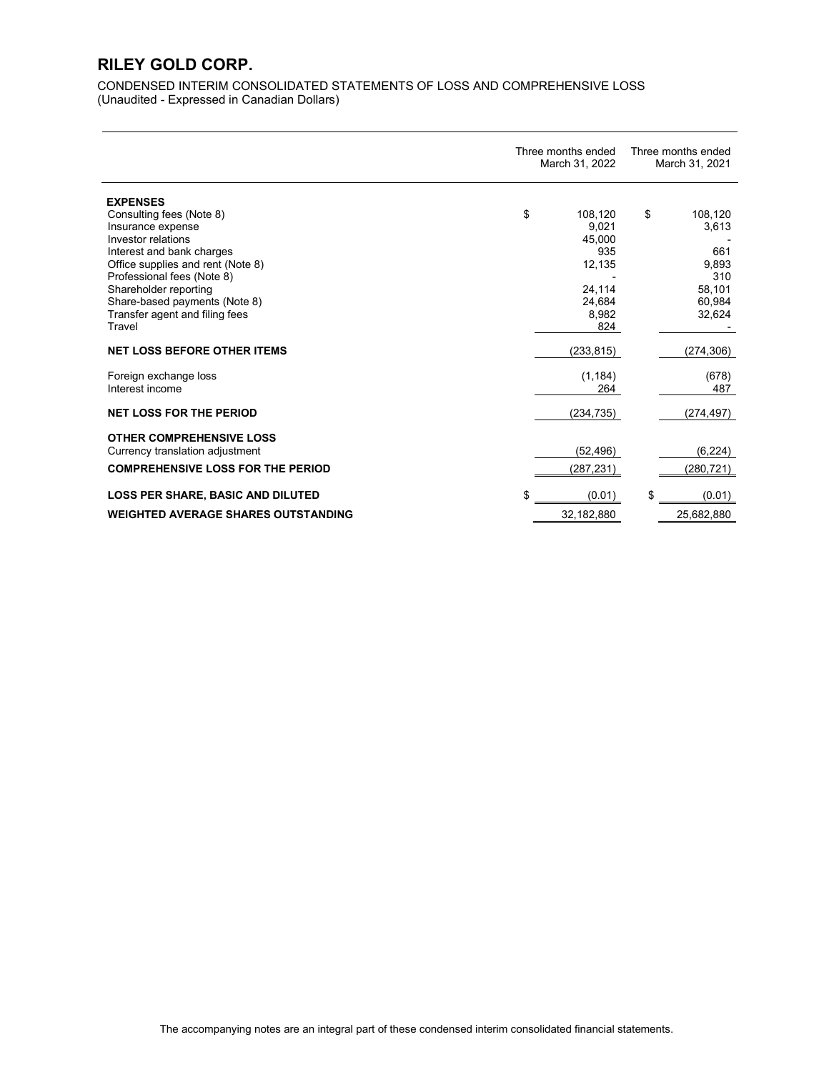# RILEY GOLD CORP.

CONDENSED INTERIM CONSOLIDATED STATEMENTS OF LOSS AND COMPREHENSIVE LOSS
(Unaudited - Expressed in Canadian Dollars)

| | Three months ended March 31, 2022 | Three months ended March 31, 2021 |
|---|---|---|
| **EXPENSES** | | |
| Consulting fees (Note 8) | $ 108,120 | $ 108,120 |
| Insurance expense | 9,021 | 3,613 |
| Investor relations | 45,000 | - |
| Interest and bank charges | 935 | 661 |
| Office supplies and rent (Note 8) | 12,135 | 9,893 |
| Professional fees (Note 8) | - | 310 |
| Shareholder reporting | 24,114 | 58,101 |
| Share-based payments (Note 8) | 24,684 | 60,984 |
| Transfer agent and filing fees | 8,982 | 32,624 |
| Travel | 824 | - |
| **NET LOSS BEFORE OTHER ITEMS** | (233,815) | (274,306) |
| Foreign exchange loss | (1,184) | (678) |
| Interest income | 264 | 487 |
| **NET LOSS FOR THE PERIOD** | (234,735) | (274,497) |
| **OTHER COMPREHENSIVE LOSS** | | |
| Currency translation adjustment | (52,496) | (6,224) |
| **COMPREHENSIVE LOSS FOR THE PERIOD** | (287,231) | (280,721) |
| **LOSS PER SHARE, BASIC AND DILUTED** | $ (0.01) | $ (0.01) |
| **WEIGHTED AVERAGE SHARES OUTSTANDING** | 32,182,880 | 25,682,880 |

The accompanying notes are an integral part of these condensed interim consolidated financial statements.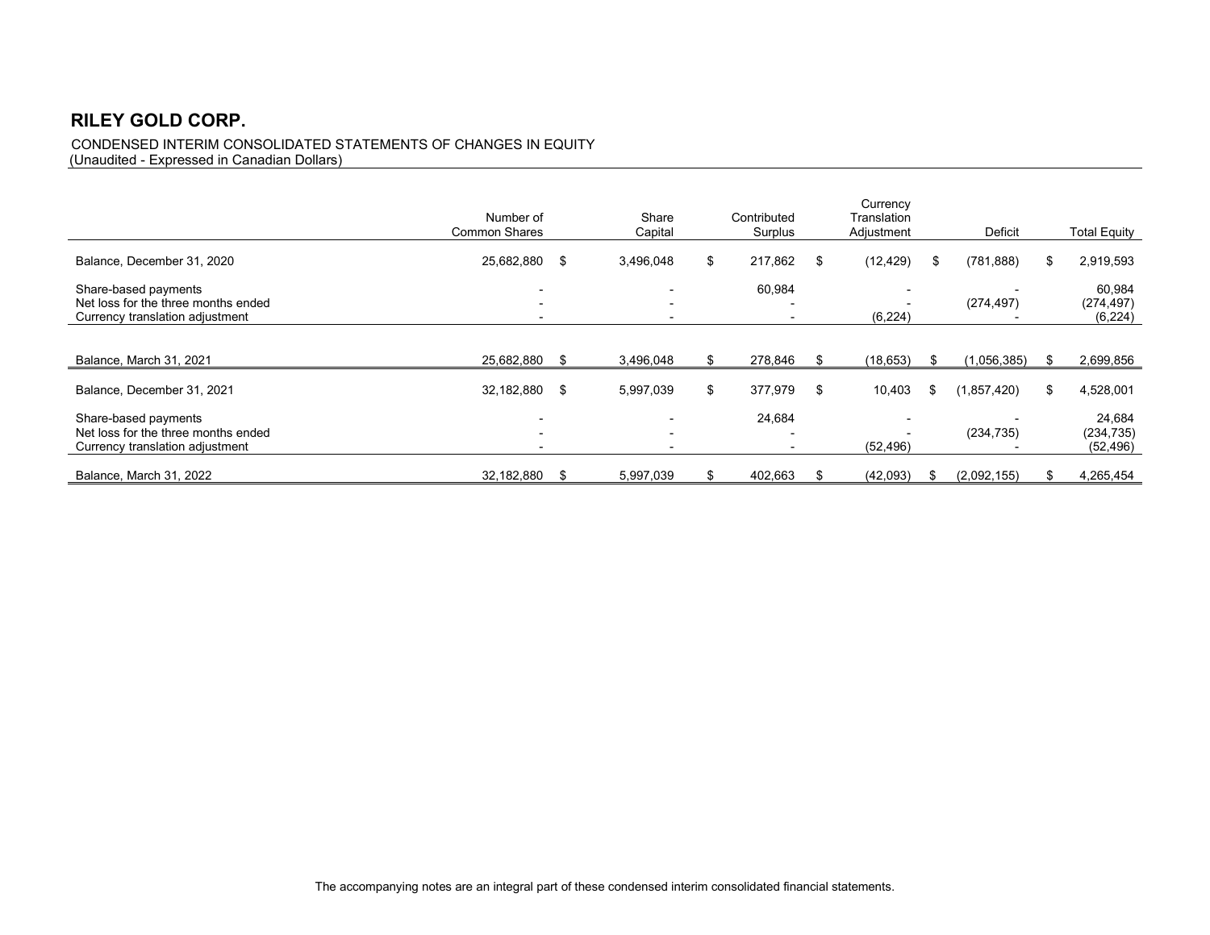# RILEY GOLD CORP.

CONDENSED INTERIM CONSOLIDATED STATEMENTS OF CHANGES IN EQUITY
(Unaudited - Expressed in Canadian Dollars)

| | Number of Common Shares | Share Capital | Contributed Surplus | Currency Translation Adjustment | Deficit | Total Equity |
|---|---|---|---|---|---|---|
| Balance, December 31, 2020 | 25,682,880 | $ 3,496,048 | $ 217,862 | $ (12,429) | $ (781,888) | $ 2,919,593 |
| Share-based payments | - | - | 60,984 | - | - | 60,984 |
| Net loss for the three months ended | - | - | - | - | (274,497) | (274,497) |
| Currency translation adjustment | - | - | - | (6,224) | - | (6,224) |
| Balance, March 31, 2021 | 25,682,880 | $ 3,496,048 | $ 278,846 | $ (18,653) | $ (1,056,385) | $ 2,699,856 |
| Balance, December 31, 2021 | 32,182,880 | $ 5,997,039 | $ 377,979 | $ 10,403 | $ (1,857,420) | $ 4,528,001 |
| Share-based payments | - | - | 24,684 | - | - | 24,684 |
| Net loss for the three months ended | - | - | - | - | (234,735) | (234,735) |
| Currency translation adjustment | - | - | - | (52,496) | - | (52,496) |
| Balance, March 31, 2022 | 32,182,880 | $ 5,997,039 | $ 402,663 | $ (42,093) | $ (2,092,155) | $ 4,265,454 |

The accompanying notes are an integral part of these condensed interim consolidated financial statements.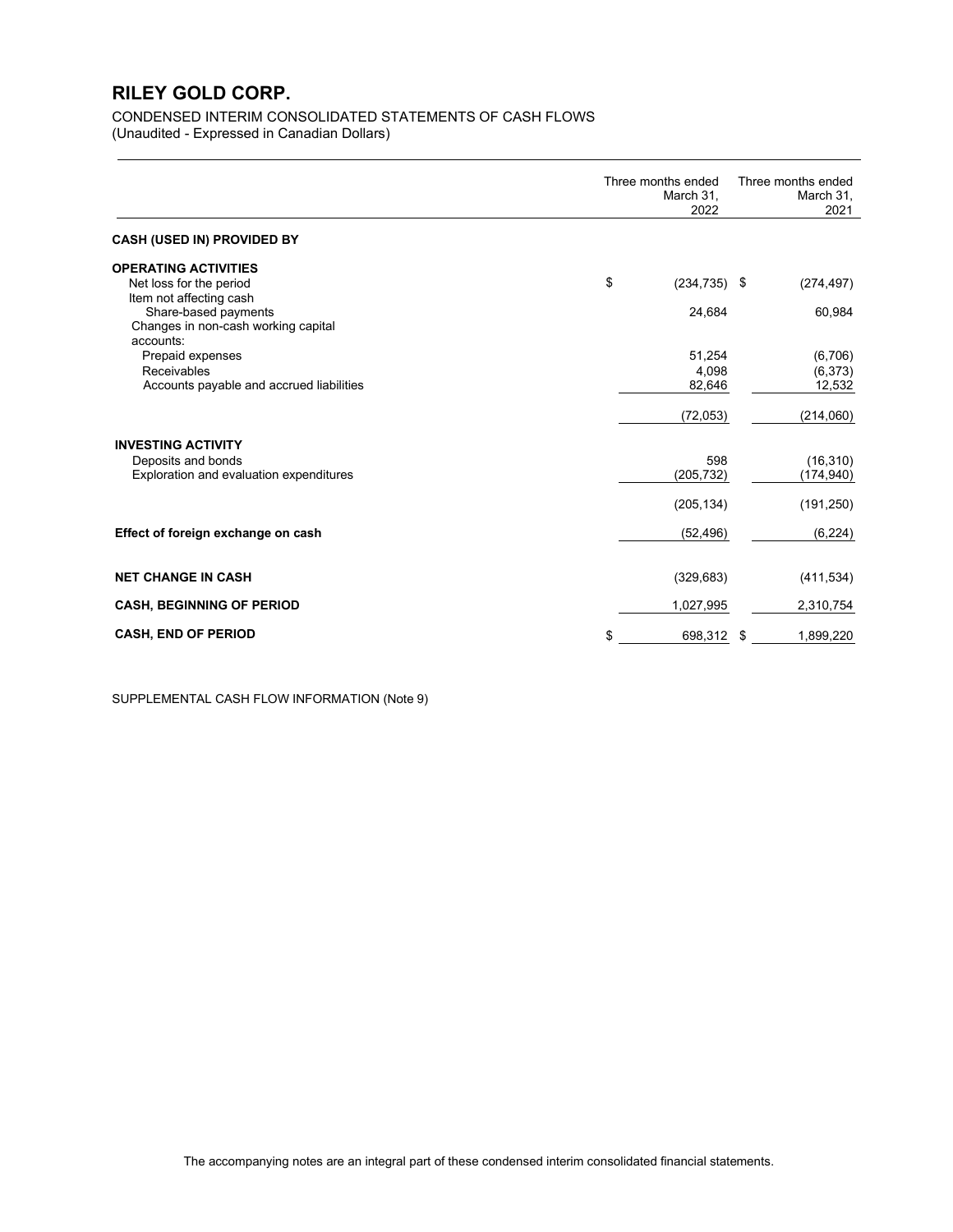# RILEY GOLD CORP.

CONDENSED INTERIM CONSOLIDATED STATEMENTS OF CASH FLOWS
(Unaudited - Expressed in Canadian Dollars)

| | Three months ended March 31, 2022 | Three months ended March 31, 2021 |
|---|---|---|
| **CASH (USED IN) PROVIDED BY** | | |
| **OPERATING ACTIVITIES** | | |
| Net loss for the period | $ (234,735) | $ (274,497) |
| Item not affecting cash | | |
| Share-based payments | 24,684 | 60,984 |
| Changes in non-cash working capital accounts: | | |
| Prepaid expenses | 51,254 | (6,706) |
| Receivables | 4,098 | (6,373) |
| Accounts payable and accrued liabilities | 82,646 | 12,532 |
| | (72,053) | (214,060) |
| **INVESTING ACTIVITY** | | |
| Deposits and bonds | 598 | (16,310) |
| Exploration and evaluation expenditures | (205,732) | (174,940) |
| | (205,134) | (191,250) |
| **Effect of foreign exchange on cash** | (52,496) | (6,224) |
| **NET CHANGE IN CASH** | (329,683) | (411,534) |
| **CASH, BEGINNING OF PERIOD** | 1,027,995 | 2,310,754 |
| **CASH, END OF PERIOD** | $ 698,312 | $ 1,899,220 |

SUPPLEMENTAL CASH FLOW INFORMATION (Note 9)

The accompanying notes are an integral part of these condensed interim consolidated financial statements.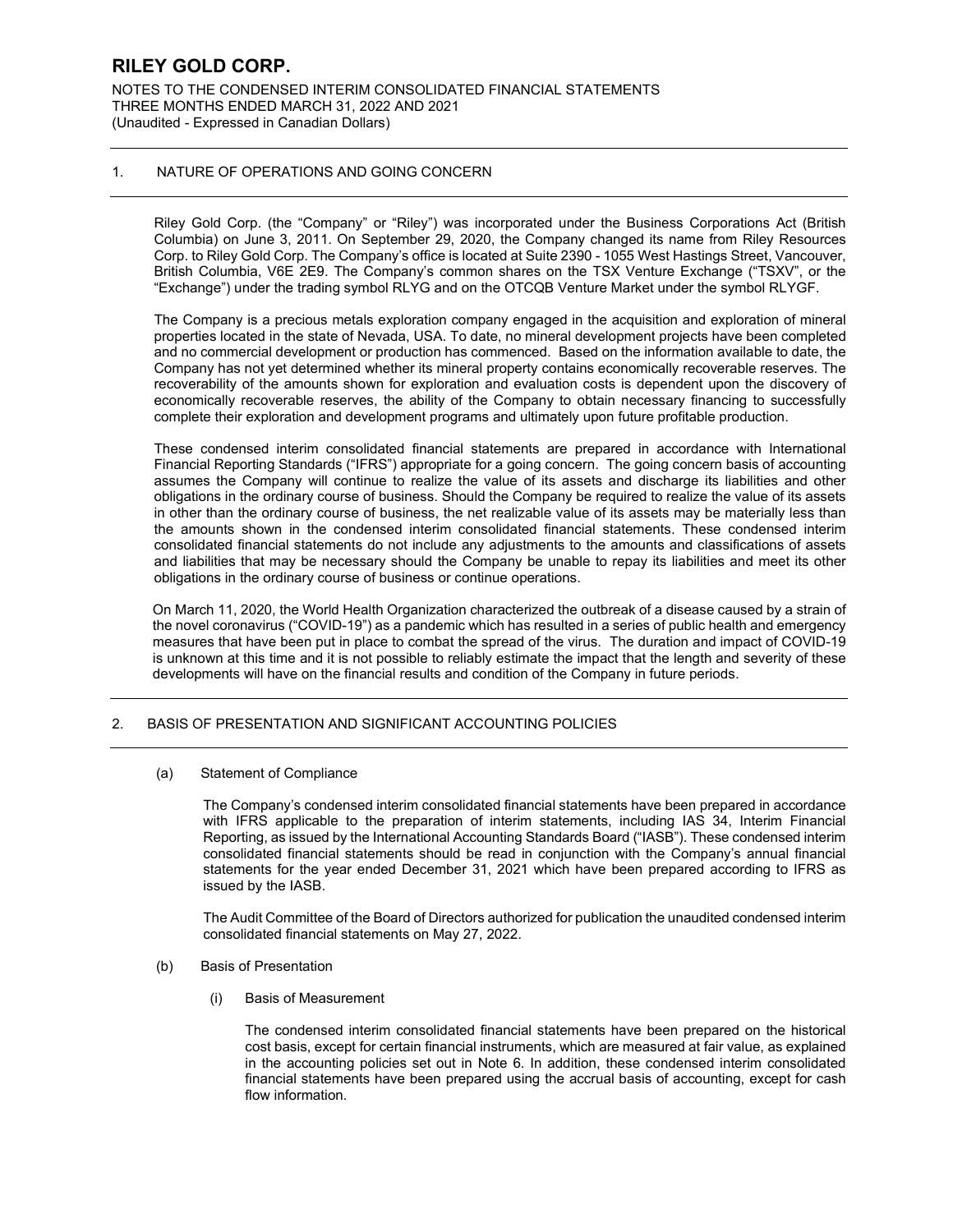## 1. NATURE OF OPERATIONS AND GOING CONCERN

Riley Gold Corp. (the "Company" or "Riley") was incorporated under the Business Corporations Act (British Columbia) on June 3, 2011. On September 29, 2020, the Company changed its name from Riley Resources Corp. to Riley Gold Corp. The Company's office is located at Suite 2390 - 1055 West Hastings Street, Vancouver, British Columbia, V6E 2E9. The Company's common shares on the TSX Venture Exchange ("TSXV", or the "Exchange") under the trading symbol RLYG and on the OTCQB Venture Market under the symbol RLYGF.

The Company is a precious metals exploration company engaged in the acquisition and exploration of mineral properties located in the state of Nevada, USA. To date, no mineral development projects have been completed and no commercial development or production has commenced. Based on the information available to date, the Company has not yet determined whether its mineral property contains economically recoverable reserves. The recoverability of the amounts shown for exploration and evaluation costs is dependent upon the discovery of economically recoverable reserves, the ability of the Company to obtain necessary financing to successfully complete their exploration and development programs and ultimately upon future profitable production.

These condensed interim consolidated financial statements are prepared in accordance with International Financial Reporting Standards ("IFRS") appropriate for a going concern. The going concern basis of accounting assumes the Company will continue to realize the value of its assets and discharge its liabilities and other obligations in the ordinary course of business. Should the Company be required to realize the value of its assets in other than the ordinary course of business, the net realizable value of its assets may be materially less than the amounts shown in the condensed interim consolidated financial statements. These condensed interim consolidated financial statements do not include any adjustments to the amounts and classifications of assets and liabilities that may be necessary should the Company be unable to repay its liabilities and meet its other obligations in the ordinary course of business or continue operations.

On March 11, 2020, the World Health Organization characterized the outbreak of a disease caused by a strain of the novel coronavirus ("COVID-19") as a pandemic which has resulted in a series of public health and emergency measures that have been put in place to combat the spread of the virus. The duration and impact of COVID-19 is unknown at this time and it is not possible to reliably estimate the impact that the length and severity of these developments will have on the financial results and condition of the Company in future periods.

## 2. BASIS OF PRESENTATION AND SIGNIFICANT ACCOUNTING POLICIES

### (a) Statement of Compliance

The Company's condensed interim consolidated financial statements have been prepared in accordance with IFRS applicable to the preparation of interim statements, including IAS 34, Interim Financial Reporting, as issued by the International Accounting Standards Board ("IASB"). These condensed interim consolidated financial statements should be read in conjunction with the Company's annual financial statements for the year ended December 31, 2021 which have been prepared according to IFRS as issued by the IASB.

The Audit Committee of the Board of Directors authorized for publication the unaudited condensed interim consolidated financial statements on May 27, 2022.

### (b) Basis of Presentation

#### (i) Basis of Measurement

The condensed interim consolidated financial statements have been prepared on the historical cost basis, except for certain financial instruments, which are measured at fair value, as explained in the accounting policies set out in Note 6. In addition, these condensed interim consolidated financial statements have been prepared using the accrual basis of accounting, except for cash flow information.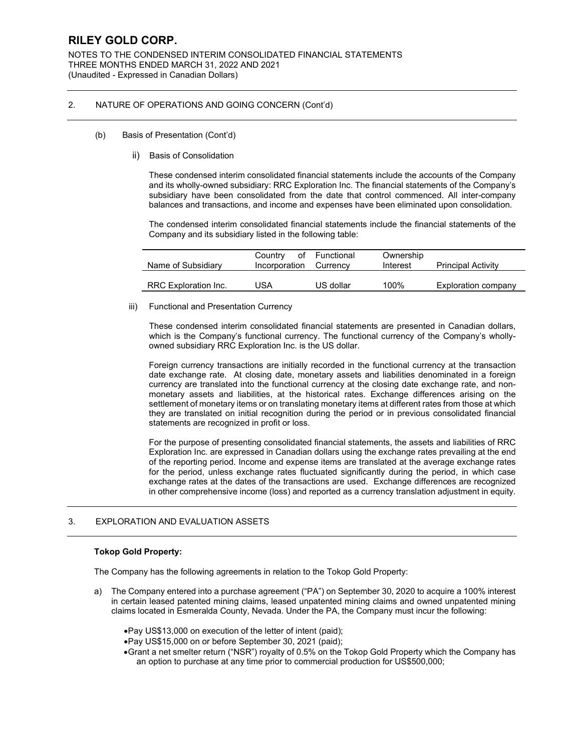## 2. NATURE OF OPERATIONS AND GOING CONCERN (Cont'd)

### (b) Basis of Presentation (Cont'd)

#### ii) Basis of Consolidation

These condensed interim consolidated financial statements include the accounts of the Company and its wholly-owned subsidiary: RRC Exploration Inc. The financial statements of the Company's subsidiary have been consolidated from the date that control commenced. All inter-company balances and transactions, and income and expenses have been eliminated upon consolidation.

The condensed interim consolidated financial statements include the financial statements of the Company and its subsidiary listed in the following table:

| Name of Subsidiary | Country of Incorporation | Functional Currency | Ownership Interest | Principal Activity |
|---|---|---|---|---|
| RRC Exploration Inc. | USA | US dollar | 100% | Exploration company |

#### iii) Functional and Presentation Currency

These condensed interim consolidated financial statements are presented in Canadian dollars, which is the Company's functional currency. The functional currency of the Company's wholly-owned subsidiary RRC Exploration Inc. is the US dollar.

Foreign currency transactions are initially recorded in the functional currency at the transaction date exchange rate. At closing date, monetary assets and liabilities denominated in a foreign currency are translated into the functional currency at the closing date exchange rate, and non-monetary assets and liabilities, at the historical rates. Exchange differences arising on the settlement of monetary items or on translating monetary items at different rates from those at which they are translated on initial recognition during the period or in previous consolidated financial statements are recognized in profit or loss.

For the purpose of presenting consolidated financial statements, the assets and liabilities of RRC Exploration Inc. are expressed in Canadian dollars using the exchange rates prevailing at the end of the reporting period. Income and expense items are translated at the average exchange rates for the period, unless exchange rates fluctuated significantly during the period, in which case exchange rates at the dates of the transactions are used. Exchange differences are recognized in other comprehensive income (loss) and reported as a currency translation adjustment in equity.

## 3. EXPLORATION AND EVALUATION ASSETS

**Tokop Gold Property:**

The Company has the following agreements in relation to the Tokop Gold Property:

a) The Company entered into a purchase agreement ("PA") on September 30, 2020 to acquire a 100% interest in certain leased patented mining claims, leased unpatented mining claims and owned unpatented mining claims located in Esmeralda County, Nevada. Under the PA, the Company must incur the following:

- Pay US$13,000 on execution of the letter of intent (paid);
- Pay US$15,000 on or before September 30, 2021 (paid);
- Grant a net smelter return ("NSR") royalty of 0.5% on the Tokop Gold Property which the Company has an option to purchase at any time prior to commercial production for US$500,000;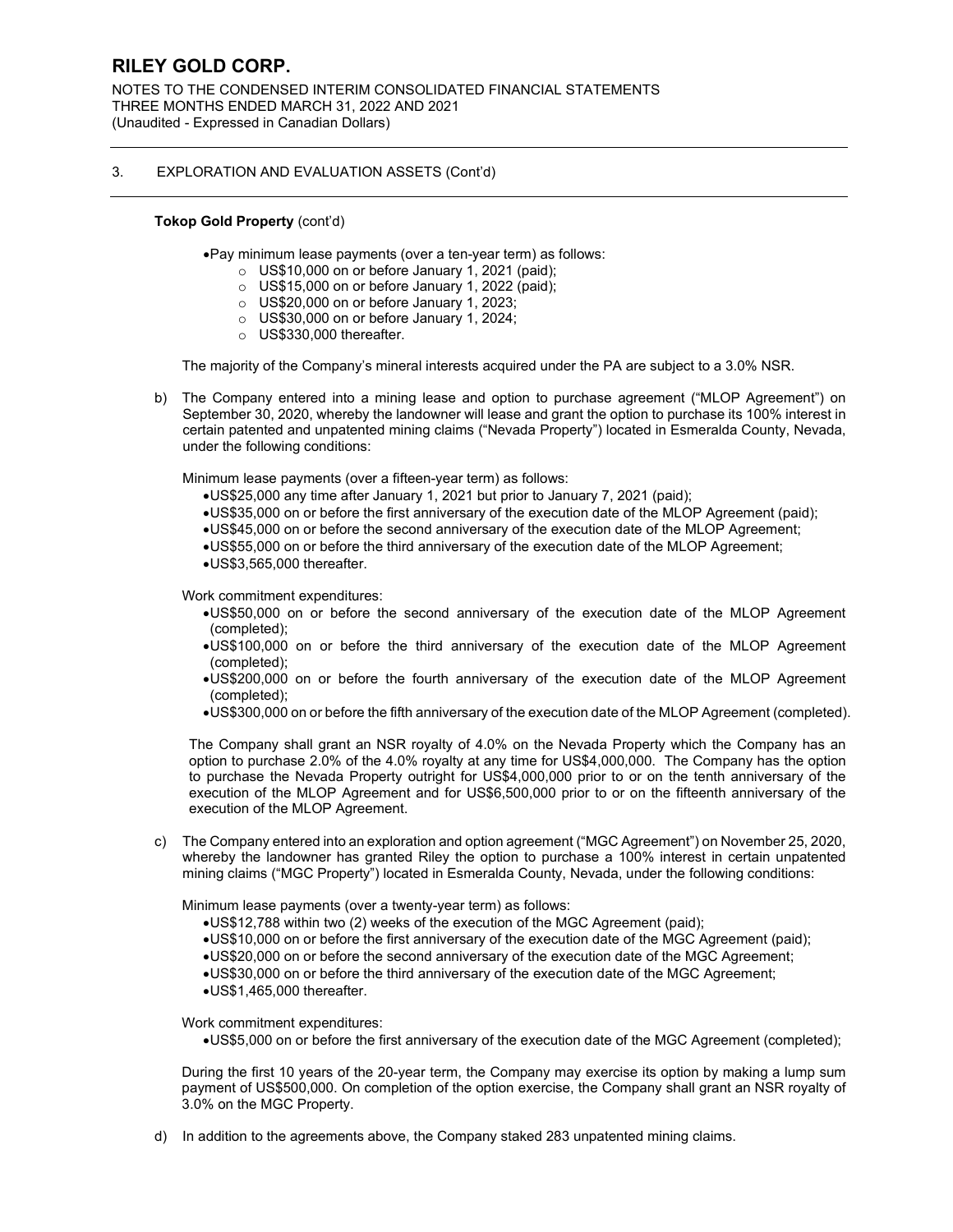### 3. EXPLORATION AND EVALUATION ASSETS (Cont'd)

**Tokop Gold Property** (cont'd)

- Pay minimum lease payments (over a ten-year term) as follows:
  - US$10,000 on or before January 1, 2021 (paid);
  - US$15,000 on or before January 1, 2022 (paid);
  - US$20,000 on or before January 1, 2023;
  - US$30,000 on or before January 1, 2024;
  - US$330,000 thereafter.

The majority of the Company's mineral interests acquired under the PA are subject to a 3.0% NSR.

b) The Company entered into a mining lease and option to purchase agreement ("MLOP Agreement") on September 30, 2020, whereby the landowner will lease and grant the option to purchase its 100% interest in certain patented and unpatented mining claims ("Nevada Property") located in Esmeralda County, Nevada, under the following conditions:

Minimum lease payments (over a fifteen-year term) as follows:

- US$25,000 any time after January 1, 2021 but prior to January 7, 2021 (paid);
- US$35,000 on or before the first anniversary of the execution date of the MLOP Agreement (paid);
- US$45,000 on or before the second anniversary of the execution date of the MLOP Agreement;
- US$55,000 on or before the third anniversary of the execution date of the MLOP Agreement;
- US$3,565,000 thereafter.

Work commitment expenditures:

- US$50,000 on or before the second anniversary of the execution date of the MLOP Agreement (completed);
- US$100,000 on or before the third anniversary of the execution date of the MLOP Agreement (completed);
- US$200,000 on or before the fourth anniversary of the execution date of the MLOP Agreement (completed);
- US$300,000 on or before the fifth anniversary of the execution date of the MLOP Agreement (completed).

The Company shall grant an NSR royalty of 4.0% on the Nevada Property which the Company has an option to purchase 2.0% of the 4.0% royalty at any time for US$4,000,000. The Company has the option to purchase the Nevada Property outright for US$4,000,000 prior to or on the tenth anniversary of the execution of the MLOP Agreement and for US$6,500,000 prior to or on the fifteenth anniversary of the execution of the MLOP Agreement.

c) The Company entered into an exploration and option agreement ("MGC Agreement") on November 25, 2020, whereby the landowner has granted Riley the option to purchase a 100% interest in certain unpatented mining claims ("MGC Property") located in Esmeralda County, Nevada, under the following conditions:

Minimum lease payments (over a twenty-year term) as follows:

- US$12,788 within two (2) weeks of the execution of the MGC Agreement (paid);
- US$10,000 on or before the first anniversary of the execution date of the MGC Agreement (paid);
- US$20,000 on or before the second anniversary of the execution date of the MGC Agreement;
- US$30,000 on or before the third anniversary of the execution date of the MGC Agreement;
- US$1,465,000 thereafter.

Work commitment expenditures:

- US$5,000 on or before the first anniversary of the execution date of the MGC Agreement (completed);

During the first 10 years of the 20-year term, the Company may exercise its option by making a lump sum payment of US$500,000. On completion of the option exercise, the Company shall grant an NSR royalty of 3.0% on the MGC Property.

d) In addition to the agreements above, the Company staked 283 unpatented mining claims.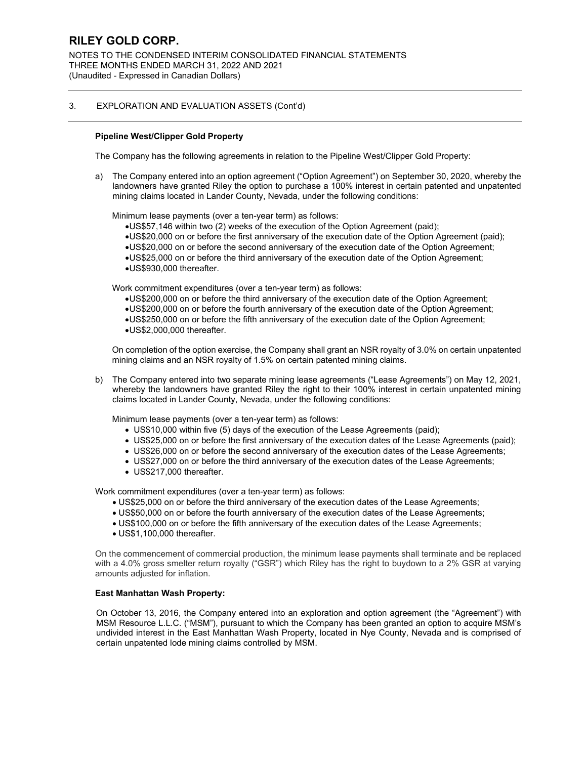## 3. EXPLORATION AND EVALUATION ASSETS (Cont'd)

**Pipeline West/Clipper Gold Property**

The Company has the following agreements in relation to the Pipeline West/Clipper Gold Property:

a) The Company entered into an option agreement ("Option Agreement") on September 30, 2020, whereby the landowners have granted Riley the option to purchase a 100% interest in certain patented and unpatented mining claims located in Lander County, Nevada, under the following conditions:

   Minimum lease payments (over a ten-year term) as follows:
   - US$57,146 within two (2) weeks of the execution of the Option Agreement (paid);
   - US$20,000 on or before the first anniversary of the execution date of the Option Agreement (paid);
   - US$20,000 on or before the second anniversary of the execution date of the Option Agreement;
   - US$25,000 on or before the third anniversary of the execution date of the Option Agreement;
   - US$930,000 thereafter.

   Work commitment expenditures (over a ten-year term) as follows:
   - US$200,000 on or before the third anniversary of the execution date of the Option Agreement;
   - US$200,000 on or before the fourth anniversary of the execution date of the Option Agreement;
   - US$250,000 on or before the fifth anniversary of the execution date of the Option Agreement;
   - US$2,000,000 thereafter.

   On completion of the option exercise, the Company shall grant an NSR royalty of 3.0% on certain unpatented mining claims and an NSR royalty of 1.5% on certain patented mining claims.

b) The Company entered into two separate mining lease agreements ("Lease Agreements") on May 12, 2021, whereby the landowners have granted Riley the right to their 100% interest in certain unpatented mining claims located in Lander County, Nevada, under the following conditions:

   Minimum lease payments (over a ten-year term) as follows:
   - US$10,000 within five (5) days of the execution of the Lease Agreements (paid);
   - US$25,000 on or before the first anniversary of the execution dates of the Lease Agreements (paid);
   - US$26,000 on or before the second anniversary of the execution dates of the Lease Agreements;
   - US$27,000 on or before the third anniversary of the execution dates of the Lease Agreements;
   - US$217,000 thereafter.

   Work commitment expenditures (over a ten-year term) as follows:
   - US$25,000 on or before the third anniversary of the execution dates of the Lease Agreements;
   - US$50,000 on or before the fourth anniversary of the execution dates of the Lease Agreements;
   - US$100,000 on or before the fifth anniversary of the execution dates of the Lease Agreements;
   - US$1,100,000 thereafter.

   On the commencement of commercial production, the minimum lease payments shall terminate and be replaced with a 4.0% gross smelter return royalty ("GSR") which Riley has the right to buydown to a 2% GSR at varying amounts adjusted for inflation.

**East Manhattan Wash Property:**

On October 13, 2016, the Company entered into an exploration and option agreement (the "Agreement") with MSM Resource L.L.C. ("MSM"), pursuant to which the Company has been granted an option to acquire MSM's undivided interest in the East Manhattan Wash Property, located in Nye County, Nevada and is comprised of certain unpatented lode mining claims controlled by MSM.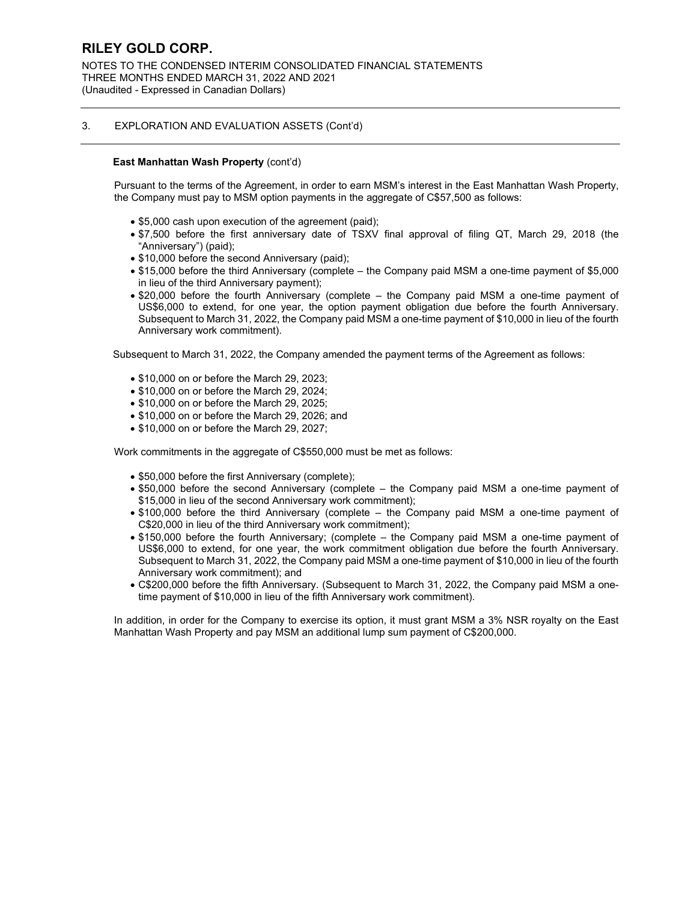### 3. EXPLORATION AND EVALUATION ASSETS (Cont'd)

**East Manhattan Wash Property** (cont'd)

Pursuant to the terms of the Agreement, in order to earn MSM's interest in the East Manhattan Wash Property, the Company must pay to MSM option payments in the aggregate of C$57,500 as follows:

- $5,000 cash upon execution of the agreement (paid);
- $7,500 before the first anniversary date of TSXV final approval of filing QT, March 29, 2018 (the "Anniversary") (paid);
- $10,000 before the second Anniversary (paid);
- $15,000 before the third Anniversary (complete – the Company paid MSM a one-time payment of $5,000 in lieu of the third Anniversary payment);
- $20,000 before the fourth Anniversary (complete – the Company paid MSM a one-time payment of US$6,000 to extend, for one year, the option payment obligation due before the fourth Anniversary. Subsequent to March 31, 2022, the Company paid MSM a one-time payment of $10,000 in lieu of the fourth Anniversary work commitment).

Subsequent to March 31, 2022, the Company amended the payment terms of the Agreement as follows:

- $10,000 on or before the March 29, 2023;
- $10,000 on or before the March 29, 2024;
- $10,000 on or before the March 29, 2025;
- $10,000 on or before the March 29, 2026; and
- $10,000 on or before the March 29, 2027;

Work commitments in the aggregate of C$550,000 must be met as follows:

- $50,000 before the first Anniversary (complete);
- $50,000 before the second Anniversary (complete – the Company paid MSM a one-time payment of $15,000 in lieu of the second Anniversary work commitment);
- $100,000 before the third Anniversary (complete – the Company paid MSM a one-time payment of C$20,000 in lieu of the third Anniversary work commitment);
- $150,000 before the fourth Anniversary; (complete – the Company paid MSM a one-time payment of US$6,000 to extend, for one year, the work commitment obligation due before the fourth Anniversary. Subsequent to March 31, 2022, the Company paid MSM a one-time payment of $10,000 in lieu of the fourth Anniversary work commitment); and
- C$200,000 before the fifth Anniversary. (Subsequent to March 31, 2022, the Company paid MSM a one-time payment of $10,000 in lieu of the fifth Anniversary work commitment).

In addition, in order for the Company to exercise its option, it must grant MSM a 3% NSR royalty on the East Manhattan Wash Property and pay MSM an additional lump sum payment of C$200,000.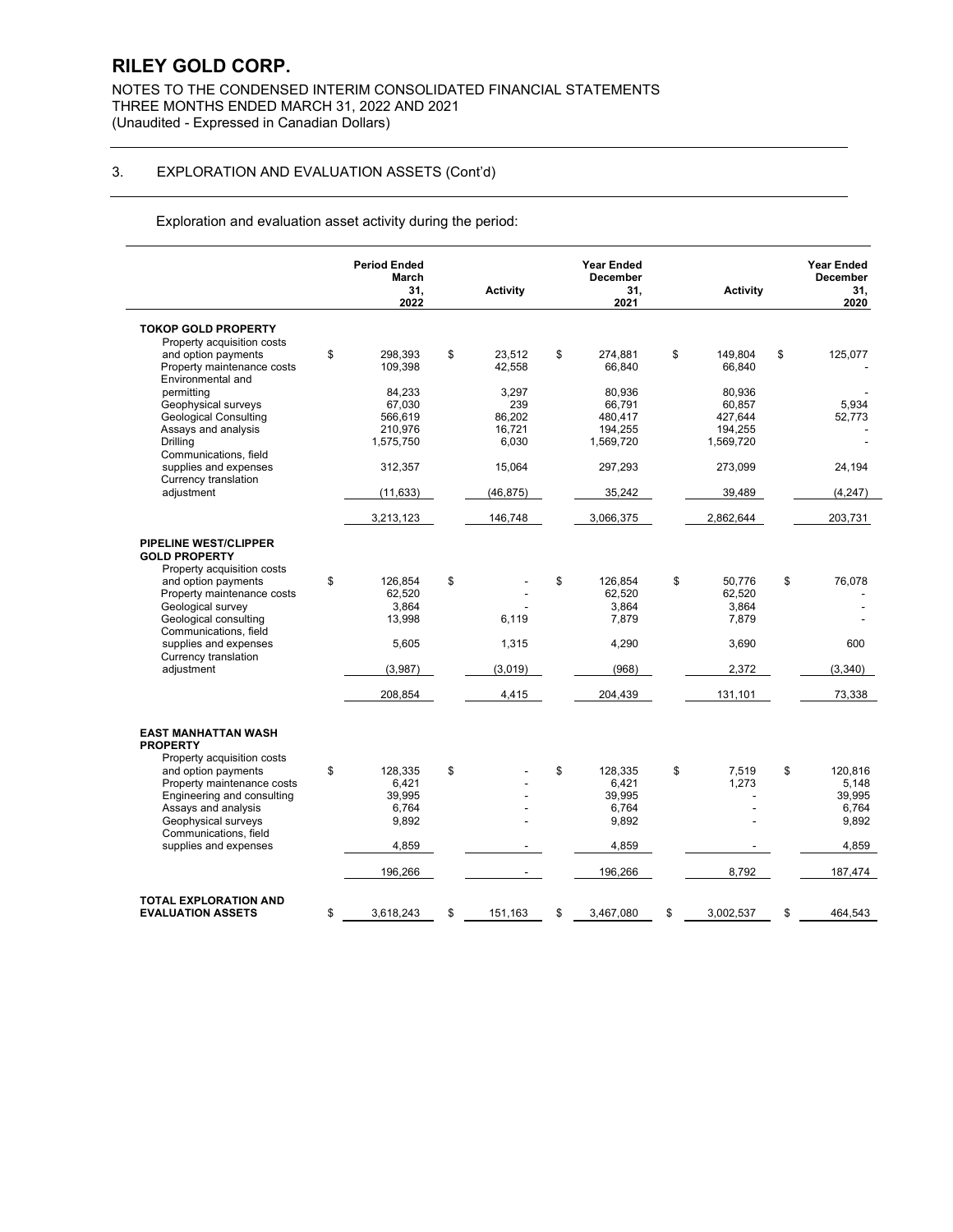# RILEY GOLD CORP.

NOTES TO THE CONDENSED INTERIM CONSOLIDATED FINANCIAL STATEMENTS
THREE MONTHS ENDED MARCH 31, 2022 AND 2021
(Unaudited - Expressed in Canadian Dollars)

## 3. EXPLORATION AND EVALUATION ASSETS (Cont'd)

Exploration and evaluation asset activity during the period:

| | Period Ended March 31, 2022 | Activity | Year Ended December 31, 2021 | Activity | Year Ended December 31, 2020 |
|---|---|---|---|---|---|
| **TOKOP GOLD PROPERTY** | | | | | |
| Property acquisition costs and option payments | $ 298,393 | $ 23,512 | $ 274,881 | $ 149,804 | $ 125,077 |
| Property maintenance costs | 109,398 | 42,558 | 66,840 | 66,840 | - |
| Environmental and permitting | 84,233 | 3,297 | 80,936 | 80,936 | - |
| Geophysical surveys | 67,030 | 239 | 66,791 | 60,857 | 5,934 |
| Geological Consulting | 566,619 | 86,202 | 480,417 | 427,644 | 52,773 |
| Assays and analysis | 210,976 | 16,721 | 194,255 | 194,255 | - |
| Drilling | 1,575,750 | 6,030 | 1,569,720 | 1,569,720 | - |
| Communications, field supplies and expenses | 312,357 | 15,064 | 297,293 | 273,099 | 24,194 |
| Currency translation adjustment | (11,633) | (46,875) | 35,242 | 39,489 | (4,247) |
| | 3,213,123 | 146,748 | 3,066,375 | 2,862,644 | 203,731 |
| **PIPELINE WEST/CLIPPER GOLD PROPERTY** | | | | | |
| Property acquisition costs and option payments | $ 126,854 | $ - | $ 126,854 | $ 50,776 | $ 76,078 |
| Property maintenance costs | 62,520 | - | 62,520 | 62,520 | - |
| Geological survey | 3,864 | - | 3,864 | 3,864 | - |
| Geological consulting | 13,998 | 6,119 | 7,879 | 7,879 | - |
| Communications, field supplies and expenses | 5,605 | 1,315 | 4,290 | 3,690 | 600 |
| Currency translation adjustment | (3,987) | (3,019) | (968) | 2,372 | (3,340) |
| | 208,854 | 4,415 | 204,439 | 131,101 | 73,338 |
| **EAST MANHATTAN WASH PROPERTY** | | | | | |
| Property acquisition costs and option payments | $ 128,335 | $ - | $ 128,335 | $ 7,519 | $ 120,816 |
| Property maintenance costs | 6,421 | - | 6,421 | 1,273 | 5,148 |
| Engineering and consulting | 39,995 | - | 39,995 | - | 39,995 |
| Assays and analysis | 6,764 | - | 6,764 | - | 6,764 |
| Geophysical surveys | 9,892 | - | 9,892 | - | 9,892 |
| Communications, field supplies and expenses | 4,859 | - | 4,859 | - | 4,859 |
| | 196,266 | - | 196,266 | 8,792 | 187,474 |
| **TOTAL EXPLORATION AND EVALUATION ASSETS** | $ 3,618,243 | $ 151,163 | $ 3,467,080 | $ 3,002,537 | $ 464,543 |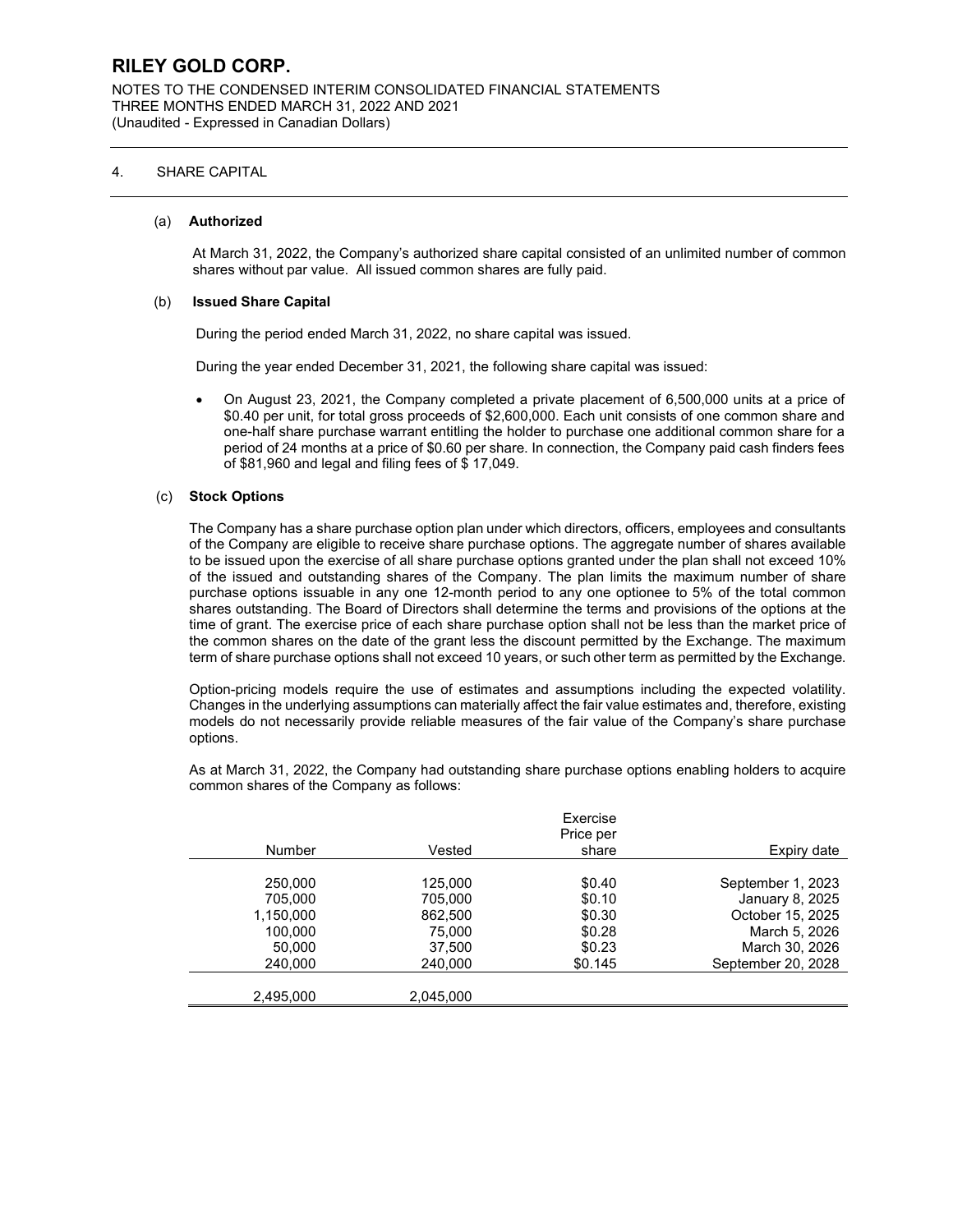# RILEY GOLD CORP.

NOTES TO THE CONDENSED INTERIM CONSOLIDATED FINANCIAL STATEMENTS
THREE MONTHS ENDED MARCH 31, 2022 AND 2021
(Unaudited - Expressed in Canadian Dollars)

## 4. SHARE CAPITAL

### (a) Authorized

At March 31, 2022, the Company's authorized share capital consisted of an unlimited number of common shares without par value. All issued common shares are fully paid.

### (b) Issued Share Capital

During the period ended March 31, 2022, no share capital was issued.

During the year ended December 31, 2021, the following share capital was issued:

- On August 23, 2021, the Company completed a private placement of 6,500,000 units at a price of $0.40 per unit, for total gross proceeds of $2,600,000. Each unit consists of one common share and one-half share purchase warrant entitling the holder to purchase one additional common share for a period of 24 months at a price of $0.60 per share. In connection, the Company paid cash finders fees of $81,960 and legal and filing fees of $ 17,049.

### (c) Stock Options

The Company has a share purchase option plan under which directors, officers, employees and consultants of the Company are eligible to receive share purchase options. The aggregate number of shares available to be issued upon the exercise of all share purchase options granted under the plan shall not exceed 10% of the issued and outstanding shares of the Company. The plan limits the maximum number of share purchase options issuable in any one 12-month period to any one optionee to 5% of the total common shares outstanding. The Board of Directors shall determine the terms and provisions of the options at the time of grant. The exercise price of each share purchase option shall not be less than the market price of the common shares on the date of the grant less the discount permitted by the Exchange. The maximum term of share purchase options shall not exceed 10 years, or such other term as permitted by the Exchange.

Option-pricing models require the use of estimates and assumptions including the expected volatility. Changes in the underlying assumptions can materially affect the fair value estimates and, therefore, existing models do not necessarily provide reliable measures of the fair value of the Company's share purchase options.

As at March 31, 2022, the Company had outstanding share purchase options enabling holders to acquire common shares of the Company as follows:

| Number | Vested | Exercise Price per share | Expiry date |
|---|---|---|---|
| 250,000 | 125,000 | $0.40 | September 1, 2023 |
| 705,000 | 705,000 | $0.10 | January 8, 2025 |
| 1,150,000 | 862,500 | $0.30 | October 15, 2025 |
| 100,000 | 75,000 | $0.28 | March 5, 2026 |
| 50,000 | 37,500 | $0.23 | March 30, 2026 |
| 240,000 | 240,000 | $0.145 | September 20, 2028 |
| 2,495,000 | 2,045,000 | | |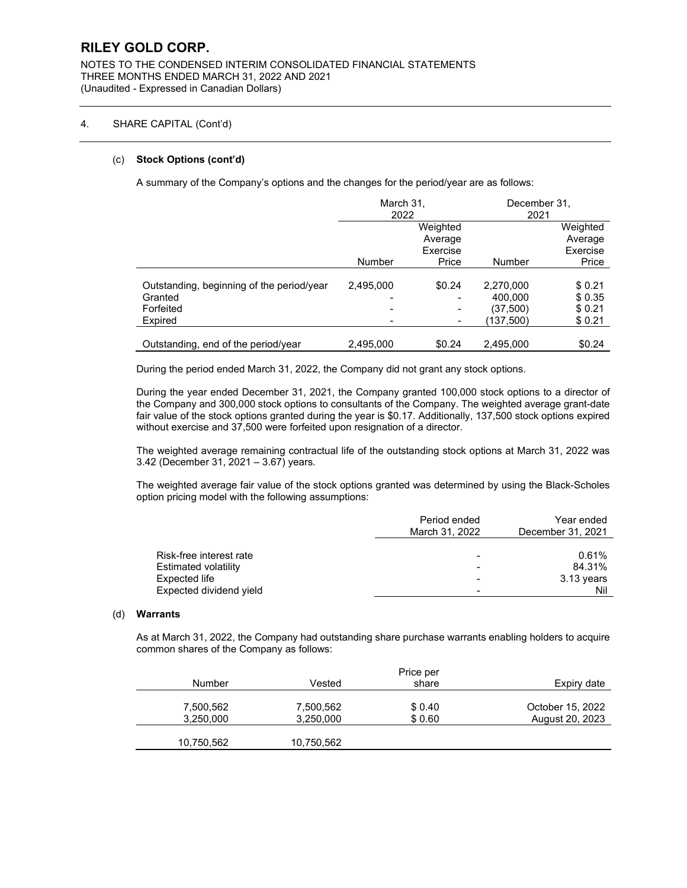# RILEY GOLD CORP.

NOTES TO THE CONDENSED INTERIM CONSOLIDATED FINANCIAL STATEMENTS
THREE MONTHS ENDED MARCH 31, 2022 AND 2021
(Unaudited - Expressed in Canadian Dollars)

## 4. SHARE CAPITAL (Cont'd)

### (c) Stock Options (cont'd)

A summary of the Company's options and the changes for the period/year are as follows:

| | March 31, 2022 | | December 31, 2021 | |
|---|---|---|---|---|
| | Number | Weighted Average Exercise Price | Number | Weighted Average Exercise Price |
| Outstanding, beginning of the period/year | 2,495,000 | $0.24 | 2,270,000 | $ 0.21 |
| Granted | - | - | 400,000 | $ 0.35 |
| Forfeited | - | - | (37,500) | $ 0.21 |
| Expired | - | - | (137,500) | $ 0.21 |
| Outstanding, end of the period/year | 2,495,000 | $0.24 | 2,495,000 | $0.24 |

During the period ended March 31, 2022, the Company did not grant any stock options.

During the year ended December 31, 2021, the Company granted 100,000 stock options to a director of the Company and 300,000 stock options to consultants of the Company. The weighted average grant-date fair value of the stock options granted during the year is $0.17. Additionally, 137,500 stock options expired without exercise and 37,500 were forfeited upon resignation of a director.

The weighted average remaining contractual life of the outstanding stock options at March 31, 2022 was 3.42 (December 31, 2021 – 3.67) years.

The weighted average fair value of the stock options granted was determined by using the Black-Scholes option pricing model with the following assumptions:

| | Period ended March 31, 2022 | Year ended December 31, 2021 |
|---|---|---|
| Risk-free interest rate | - | 0.61% |
| Estimated volatility | - | 84.31% |
| Expected life | - | 3.13 years |
| Expected dividend yield | - | Nil |

### (d) Warrants

As at March 31, 2022, the Company had outstanding share purchase warrants enabling holders to acquire common shares of the Company as follows:

| Number | Vested | Price per share | Expiry date |
|---|---|---|---|
| 7,500,562 | 7,500,562 | $ 0.40 | October 15, 2022 |
| 3,250,000 | 3,250,000 | $ 0.60 | August 20, 2023 |
| 10,750,562 | 10,750,562 | | |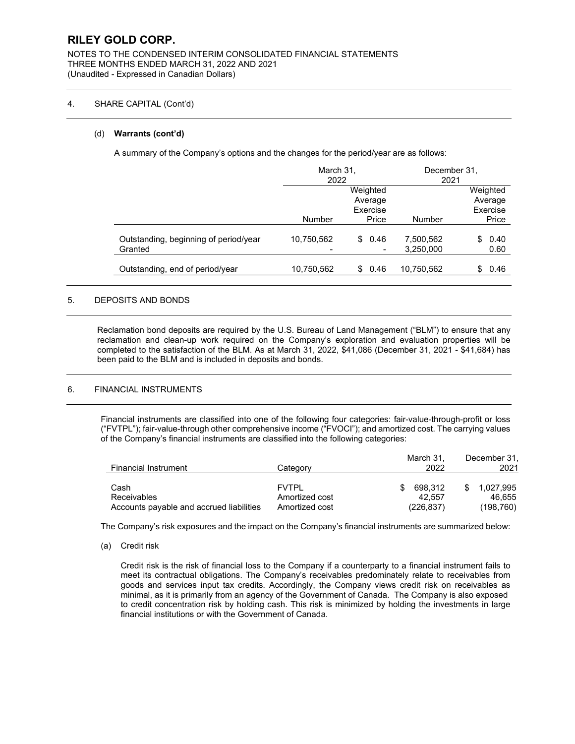# RILEY GOLD CORP.

NOTES TO THE CONDENSED INTERIM CONSOLIDATED FINANCIAL STATEMENTS
THREE MONTHS ENDED MARCH 31, 2022 AND 2021
(Unaudited - Expressed in Canadian Dollars)

## 4. SHARE CAPITAL (Cont'd)

### (d) **Warrants (cont'd)**

A summary of the Company's options and the changes for the period/year are as follows:

| | March 31, 2022 | | December 31, 2021 | |
|---|---|---|---|---|
| | Number | Weighted Average Exercise Price | Number | Weighted Average Exercise Price |
| Outstanding, beginning of period/year | 10,750,562 | $ 0.46 | 7,500,562 | $ 0.40 |
| Granted | - | - | 3,250,000 | 0.60 |
| Outstanding, end of period/year | 10,750,562 | $ 0.46 | 10,750,562 | $ 0.46 |

## 5. DEPOSITS AND BONDS

Reclamation bond deposits are required by the U.S. Bureau of Land Management ("BLM") to ensure that any reclamation and clean-up work required on the Company's exploration and evaluation properties will be completed to the satisfaction of the BLM. As at March 31, 2022, $41,086 (December 31, 2021 - $41,684) has been paid to the BLM and is included in deposits and bonds.

## 6. FINANCIAL INSTRUMENTS

Financial instruments are classified into one of the following four categories: fair-value-through-profit or loss ("FVTPL"); fair-value-through other comprehensive income ("FVOCI"); and amortized cost. The carrying values of the Company's financial instruments are classified into the following categories:

| Financial Instrument | Category | March 31, 2022 | December 31, 2021 |
|---|---|---|---|
| Cash | FVTPL | $ 698,312 | $ 1,027,995 |
| Receivables | Amortized cost | 42,557 | 46,655 |
| Accounts payable and accrued liabilities | Amortized cost | (226,837) | (198,760) |

The Company's risk exposures and the impact on the Company's financial instruments are summarized below:

(a) Credit risk

Credit risk is the risk of financial loss to the Company if a counterparty to a financial instrument fails to meet its contractual obligations. The Company's receivables predominately relate to receivables from goods and services input tax credits. Accordingly, the Company views credit risk on receivables as minimal, as it is primarily from an agency of the Government of Canada. The Company is also exposed to credit concentration risk by holding cash. This risk is minimized by holding the investments in large financial institutions or with the Government of Canada.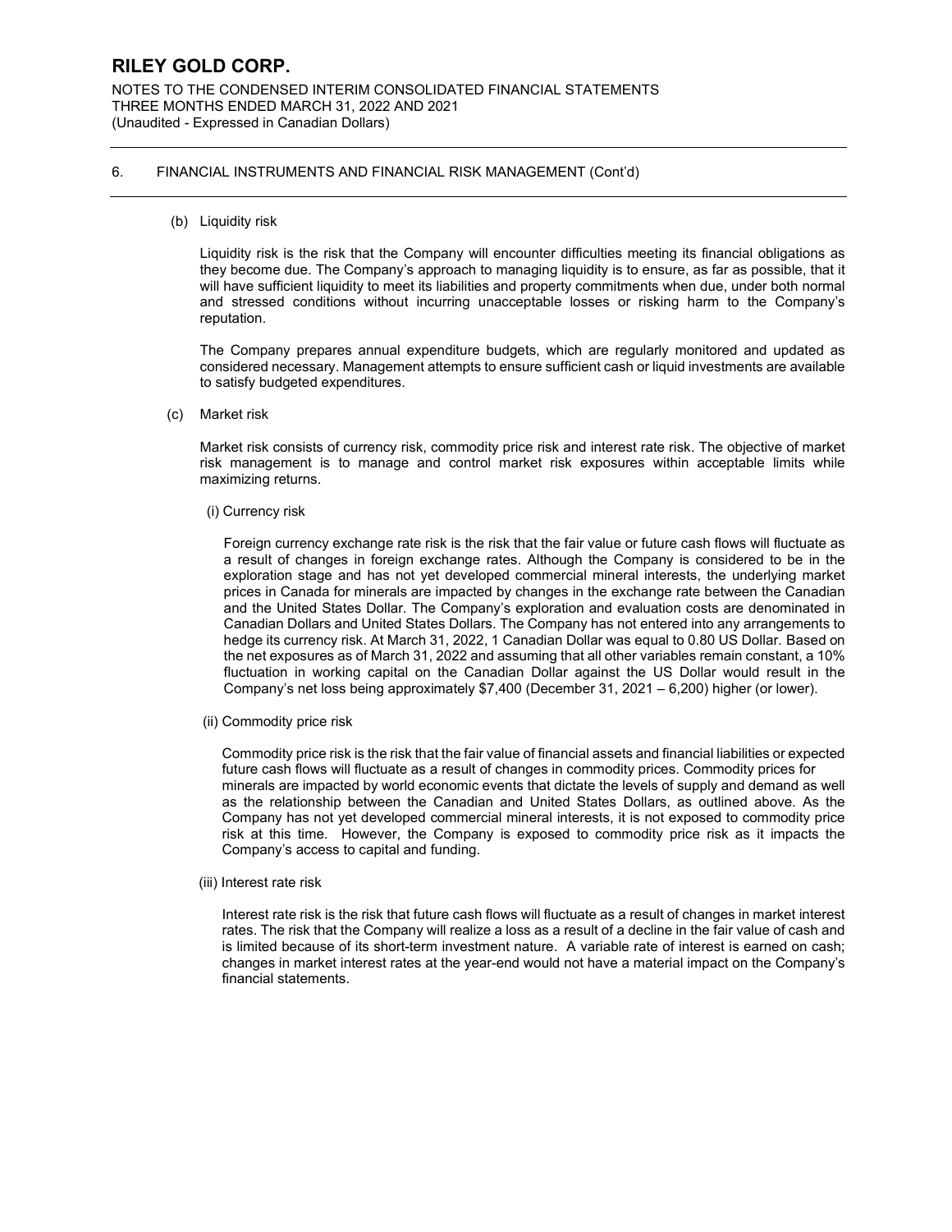## 6. FINANCIAL INSTRUMENTS AND FINANCIAL RISK MANAGEMENT (Cont'd)

(b) Liquidity risk

Liquidity risk is the risk that the Company will encounter difficulties meeting its financial obligations as they become due. The Company's approach to managing liquidity is to ensure, as far as possible, that it will have sufficient liquidity to meet its liabilities and property commitments when due, under both normal and stressed conditions without incurring unacceptable losses or risking harm to the Company's reputation.

The Company prepares annual expenditure budgets, which are regularly monitored and updated as considered necessary. Management attempts to ensure sufficient cash or liquid investments are available to satisfy budgeted expenditures.

(c) Market risk

Market risk consists of currency risk, commodity price risk and interest rate risk. The objective of market risk management is to manage and control market risk exposures within acceptable limits while maximizing returns.

(i) Currency risk

Foreign currency exchange rate risk is the risk that the fair value or future cash flows will fluctuate as a result of changes in foreign exchange rates. Although the Company is considered to be in the exploration stage and has not yet developed commercial mineral interests, the underlying market prices in Canada for minerals are impacted by changes in the exchange rate between the Canadian and the United States Dollar. The Company's exploration and evaluation costs are denominated in Canadian Dollars and United States Dollars. The Company has not entered into any arrangements to hedge its currency risk. At March 31, 2022, 1 Canadian Dollar was equal to 0.80 US Dollar. Based on the net exposures as of March 31, 2022 and assuming that all other variables remain constant, a 10% fluctuation in working capital on the Canadian Dollar against the US Dollar would result in the Company's net loss being approximately $7,400 (December 31, 2021 – 6,200) higher (or lower).

(ii) Commodity price risk

Commodity price risk is the risk that the fair value of financial assets and financial liabilities or expected future cash flows will fluctuate as a result of changes in commodity prices. Commodity prices for minerals are impacted by world economic events that dictate the levels of supply and demand as well as the relationship between the Canadian and United States Dollars, as outlined above. As the Company has not yet developed commercial mineral interests, it is not exposed to commodity price risk at this time. However, the Company is exposed to commodity price risk as it impacts the Company's access to capital and funding.

(iii) Interest rate risk

Interest rate risk is the risk that future cash flows will fluctuate as a result of changes in market interest rates. The risk that the Company will realize a loss as a result of a decline in the fair value of cash and is limited because of its short-term investment nature. A variable rate of interest is earned on cash; changes in market interest rates at the year-end would not have a material impact on the Company's financial statements.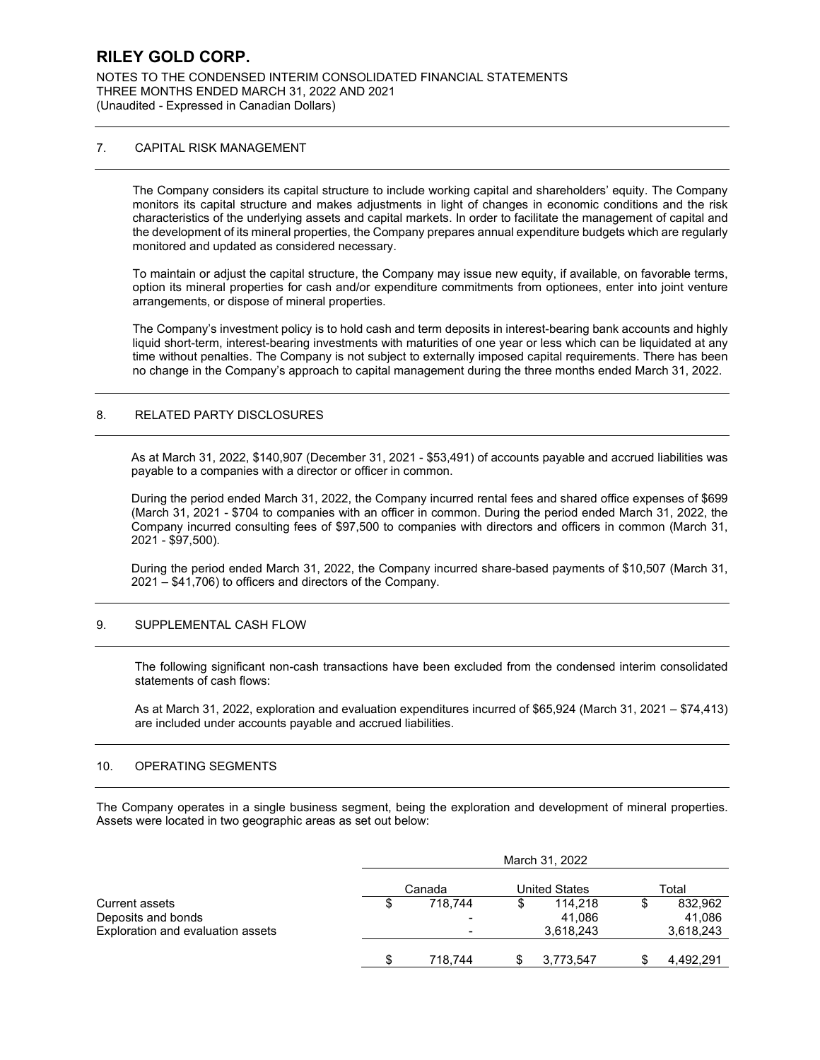## 7. CAPITAL RISK MANAGEMENT

The Company considers its capital structure to include working capital and shareholders' equity. The Company monitors its capital structure and makes adjustments in light of changes in economic conditions and the risk characteristics of the underlying assets and capital markets. In order to facilitate the management of capital and the development of its mineral properties, the Company prepares annual expenditure budgets which are regularly monitored and updated as considered necessary.

To maintain or adjust the capital structure, the Company may issue new equity, if available, on favorable terms, option its mineral properties for cash and/or expenditure commitments from optionees, enter into joint venture arrangements, or dispose of mineral properties.

The Company's investment policy is to hold cash and term deposits in interest-bearing bank accounts and highly liquid short-term, interest-bearing investments with maturities of one year or less which can be liquidated at any time without penalties. The Company is not subject to externally imposed capital requirements. There has been no change in the Company's approach to capital management during the three months ended March 31, 2022.

## 8. RELATED PARTY DISCLOSURES

As at March 31, 2022, $140,907 (December 31, 2021 - $53,491) of accounts payable and accrued liabilities was payable to a companies with a director or officer in common.

During the period ended March 31, 2022, the Company incurred rental fees and shared office expenses of $699 (March 31, 2021 - $704 to companies with an officer in common. During the period ended March 31, 2022, the Company incurred consulting fees of $97,500 to companies with directors and officers in common (March 31, 2021 - $97,500).

During the period ended March 31, 2022, the Company incurred share-based payments of $10,507 (March 31, 2021 – $41,706) to officers and directors of the Company.

## 9. SUPPLEMENTAL CASH FLOW

The following significant non-cash transactions have been excluded from the condensed interim consolidated statements of cash flows:

As at March 31, 2022, exploration and evaluation expenditures incurred of $65,924 (March 31, 2021 – $74,413) are included under accounts payable and accrued liabilities.

## 10. OPERATING SEGMENTS

The Company operates in a single business segment, being the exploration and development of mineral properties. Assets were located in two geographic areas as set out below:

| | March 31, 2022 | | |
|---|---|---|---|
| | Canada | United States | Total |
| Current assets | $ 718,744 | $ 114,218 | $ 832,962 |
| Deposits and bonds | - | 41,086 | 41,086 |
| Exploration and evaluation assets | - | 3,618,243 | 3,618,243 |
| | $ 718,744 | $ 3,773,547 | $ 4,492,291 |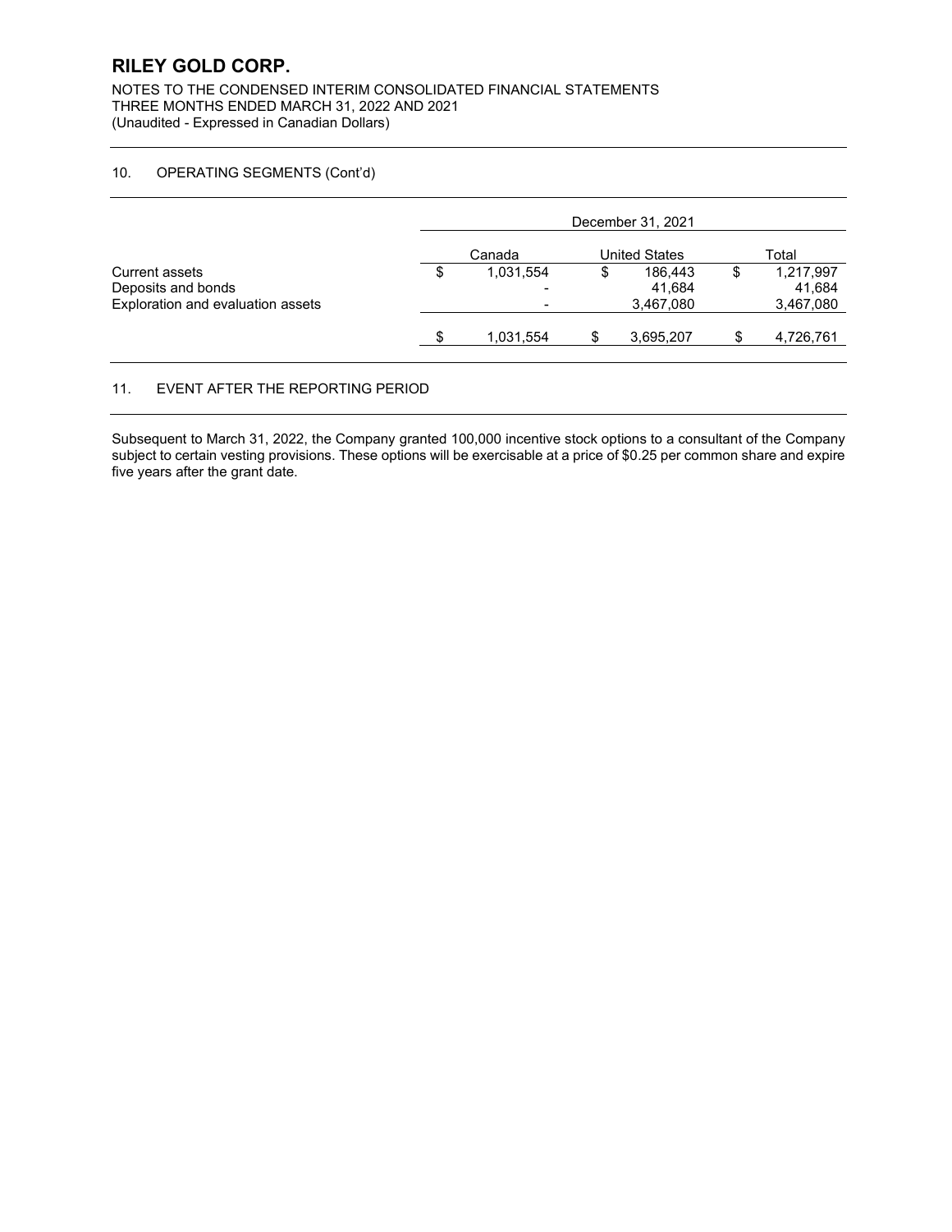## 10. OPERATING SEGMENTS (Cont'd)

| | December 31, 2021 | | |
|---|---|---|---|
| | Canada | United States | Total |
| Current assets | $ 1,031,554 | $ 186,443 | $ 1,217,997 |
| Deposits and bonds | - | 41,684 | 41,684 |
| Exploration and evaluation assets | - | 3,467,080 | 3,467,080 |
| | $ 1,031,554 | $ 3,695,207 | $ 4,726,761 |

## 11. EVENT AFTER THE REPORTING PERIOD

Subsequent to March 31, 2022, the Company granted 100,000 incentive stock options to a consultant of the Company subject to certain vesting provisions. These options will be exercisable at a price of $0.25 per common share and expire five years after the grant date.